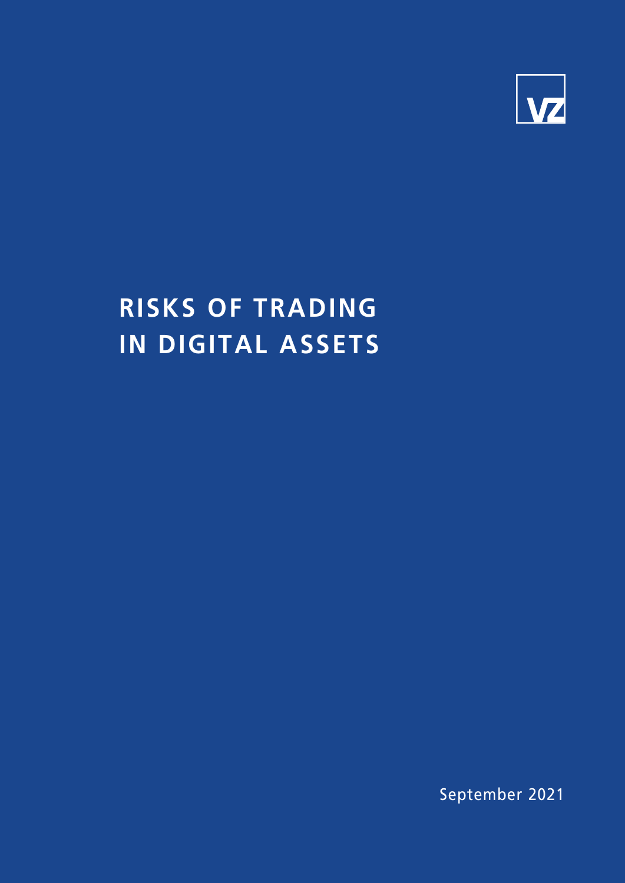VZ

# RISKS OF TRADING IN DIGITAL ASSETS

September 2021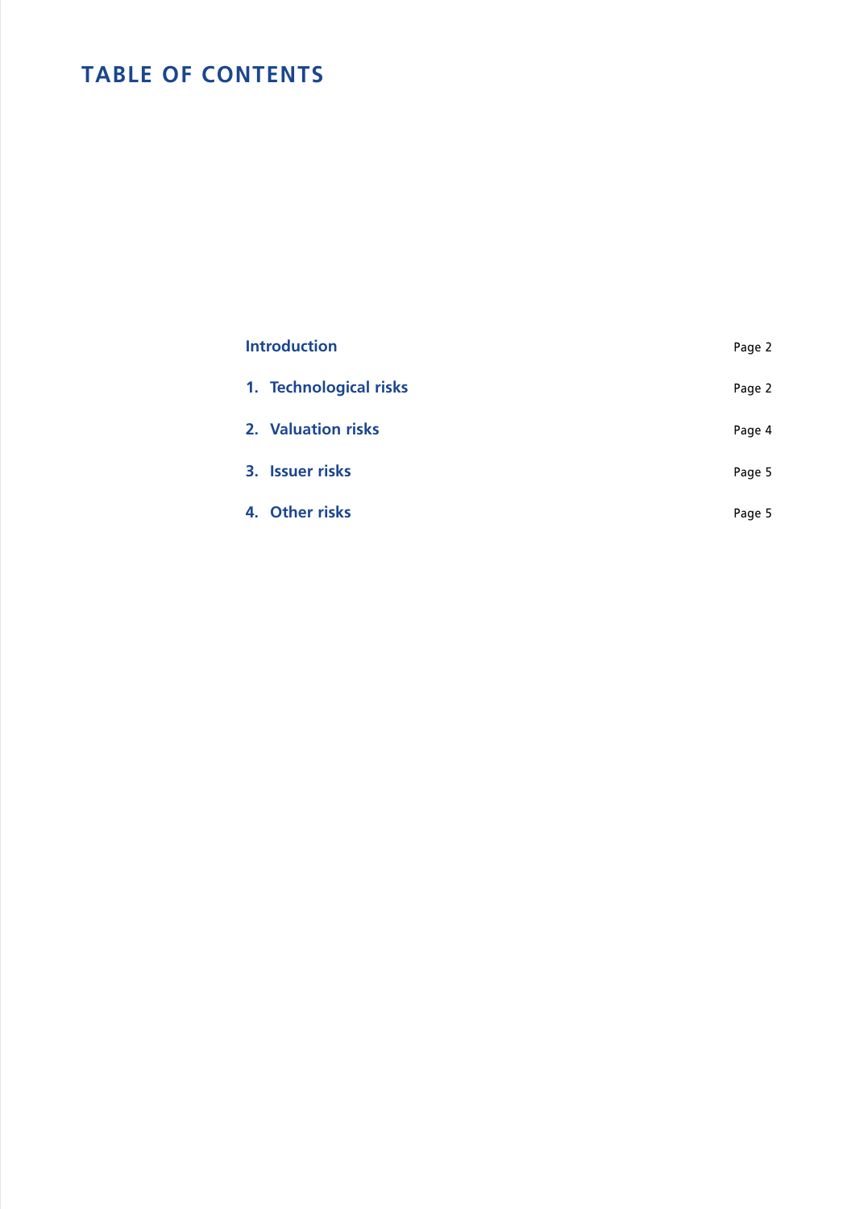# TABLE OF CONTENTS

| | |
|---|---|
| **Introduction** | Page 2 |
| **1. Technological risks** | Page 2 |
| **2. Valuation risks** | Page 4 |
| **3. Issuer risks** | Page 5 |
| **4. Other risks** | Page 5 |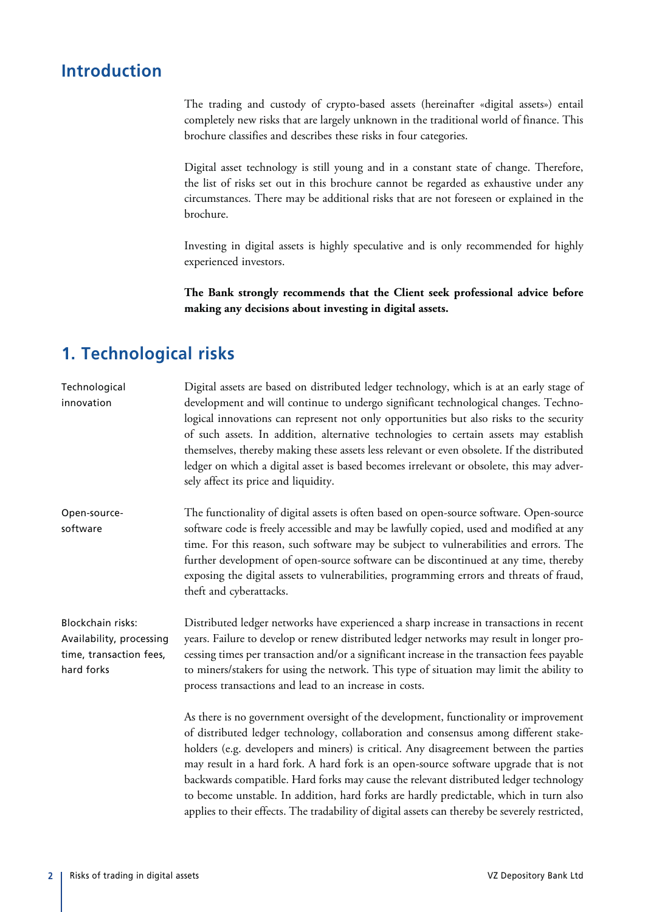## Introduction

The trading and custody of crypto-based assets (hereinafter «digital assets») entail completely new risks that are largely unknown in the traditional world of finance. This brochure classifies and describes these risks in four categories.

Digital asset technology is still young and in a constant state of change. Therefore, the list of risks set out in this brochure cannot be regarded as exhaustive under any circumstances. There may be additional risks that are not foreseen or explained in the brochure.

Investing in digital assets is highly speculative and is only recommended for highly experienced investors.

**The Bank strongly recommends that the Client seek professional advice before making any decisions about investing in digital assets.**

## 1. Technological risks

**Technological innovation**

Digital assets are based on distributed ledger technology, which is at an early stage of development and will continue to undergo significant technological changes. Technological innovations can represent not only opportunities but also risks to the security of such assets. In addition, alternative technologies to certain assets may establish themselves, thereby making these assets less relevant or even obsolete. If the distributed ledger on which a digital asset is based becomes irrelevant or obsolete, this may adversely affect its price and liquidity.

**Open-source-software**

The functionality of digital assets is often based on open-source software. Open-source software code is freely accessible and may be lawfully copied, used and modified at any time. For this reason, such software may be subject to vulnerabilities and errors. The further development of open-source software can be discontinued at any time, thereby exposing the digital assets to vulnerabilities, programming errors and threats of fraud, theft and cyberattacks.

**Blockchain risks: Availability, processing time, transaction fees, hard forks**

Distributed ledger networks have experienced a sharp increase in transactions in recent years. Failure to develop or renew distributed ledger networks may result in longer processing times per transaction and/or a significant increase in the transaction fees payable to miners/stakers for using the network. This type of situation may limit the ability to process transactions and lead to an increase in costs.

As there is no government oversight of the development, functionality or improvement of distributed ledger technology, collaboration and consensus among different stakeholders (e.g. developers and miners) is critical. Any disagreement between the parties may result in a hard fork. A hard fork is an open-source software upgrade that is not backwards compatible. Hard forks may cause the relevant distributed ledger technology to become unstable. In addition, hard forks are hardly predictable, which in turn also applies to their effects. The tradability of digital assets can thereby be severely restricted,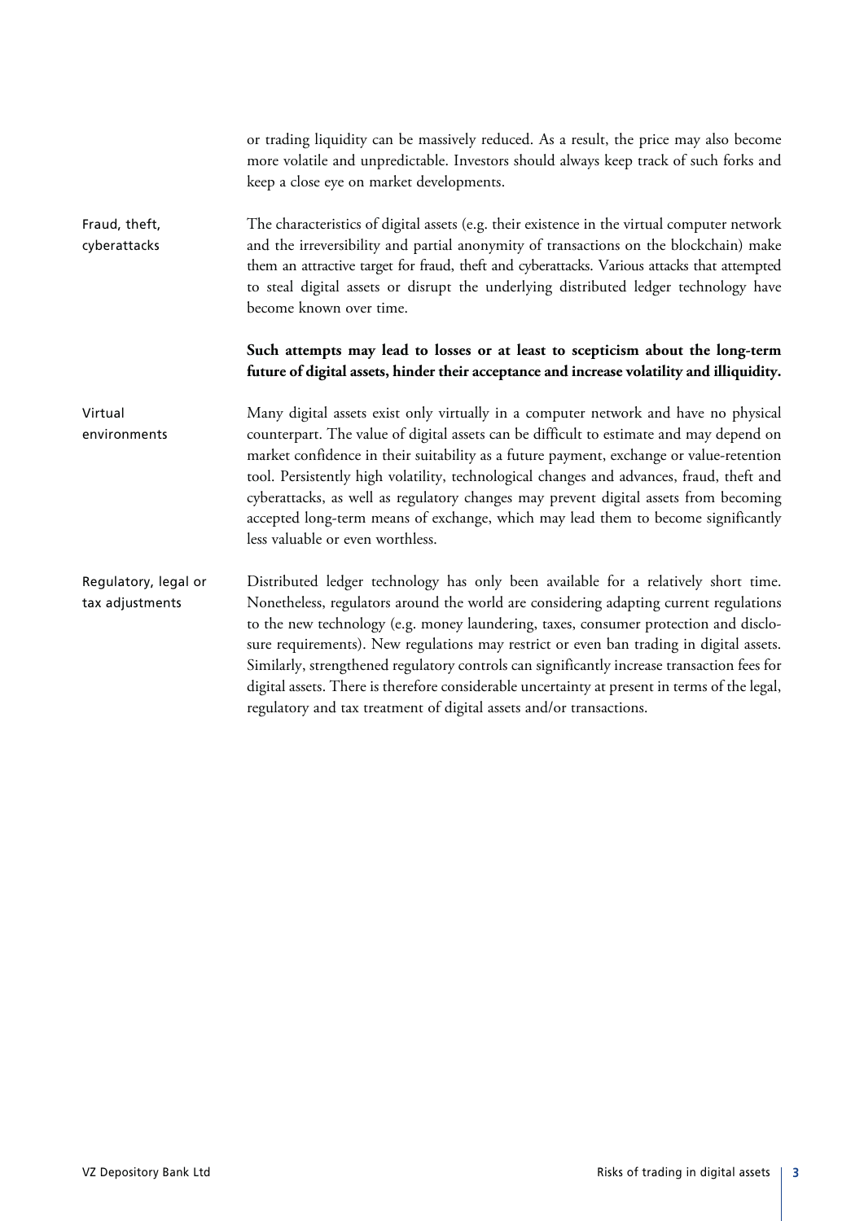or trading liquidity can be massively reduced. As a result, the price may also become more volatile and unpredictable. Investors should always keep track of such forks and keep a close eye on market developments.

### Fraud, theft, cyberattacks

The characteristics of digital assets (e.g. their existence in the virtual computer network and the irreversibility and partial anonymity of transactions on the blockchain) make them an attractive target for fraud, theft and cyberattacks. Various attacks that attempted to steal digital assets or disrupt the underlying distributed ledger technology have become known over time.

**Such attempts may lead to losses or at least to scepticism about the long-term future of digital assets, hinder their acceptance and increase volatility and illiquidity.**

### Virtual environments

Many digital assets exist only virtually in a computer network and have no physical counterpart. The value of digital assets can be difficult to estimate and may depend on market confidence in their suitability as a future payment, exchange or value-retention tool. Persistently high volatility, technological changes and advances, fraud, theft and cyberattacks, as well as regulatory changes may prevent digital assets from becoming accepted long-term means of exchange, which may lead them to become significantly less valuable or even worthless.

### Regulatory, legal or tax adjustments

Distributed ledger technology has only been available for a relatively short time. Nonetheless, regulators around the world are considering adapting current regulations to the new technology (e.g. money laundering, taxes, consumer protection and disclosure requirements). New regulations may restrict or even ban trading in digital assets. Similarly, strengthened regulatory controls can significantly increase transaction fees for digital assets. There is therefore considerable uncertainty at present in terms of the legal, regulatory and tax treatment of digital assets and/or transactions.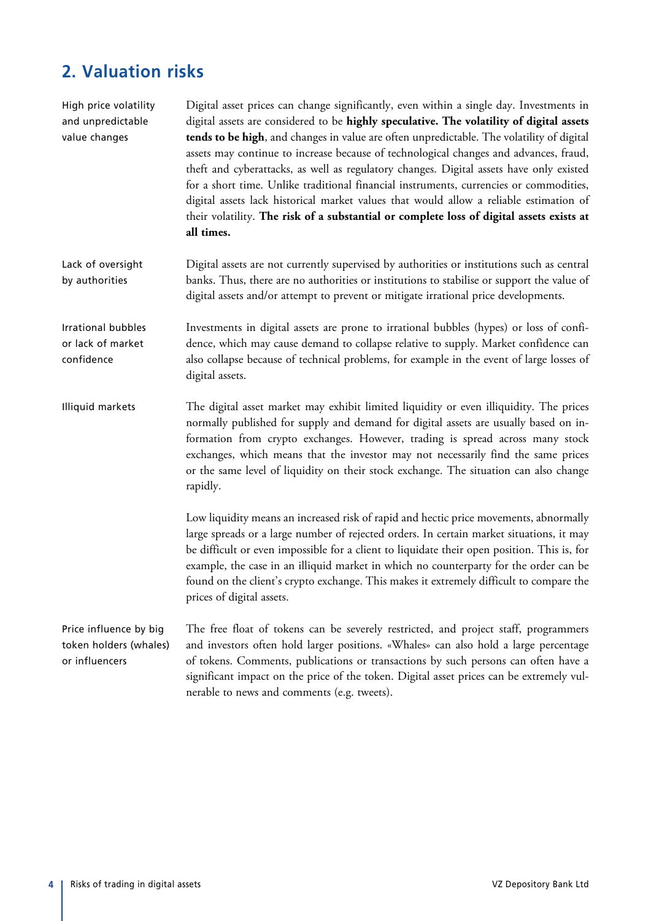## 2. Valuation risks

**High price volatility and unpredictable value changes**

Digital asset prices can change significantly, even within a single day. Investments in digital assets are considered to be **highly speculative. The volatility of digital assets tends to be high**, and changes in value are often unpredictable. The volatility of digital assets may continue to increase because of technological changes and advances, fraud, theft and cyberattacks, as well as regulatory changes. Digital assets have only existed for a short time. Unlike traditional financial instruments, currencies or commodities, digital assets lack historical market values that would allow a reliable estimation of their volatility. **The risk of a substantial or complete loss of digital assets exists at all times.**

**Lack of oversight by authorities**

Digital assets are not currently supervised by authorities or institutions such as central banks. Thus, there are no authorities or institutions to stabilise or support the value of digital assets and/or attempt to prevent or mitigate irrational price developments.

**Irrational bubbles or lack of market confidence**

Investments in digital assets are prone to irrational bubbles (hypes) or loss of confidence, which may cause demand to collapse relative to supply. Market confidence can also collapse because of technical problems, for example in the event of large losses of digital assets.

**Illiquid markets**

The digital asset market may exhibit limited liquidity or even illiquidity. The prices normally published for supply and demand for digital assets are usually based on information from crypto exchanges. However, trading is spread across many stock exchanges, which means that the investor may not necessarily find the same prices or the same level of liquidity on their stock exchange. The situation can also change rapidly.

Low liquidity means an increased risk of rapid and hectic price movements, abnormally large spreads or a large number of rejected orders. In certain market situations, it may be difficult or even impossible for a client to liquidate their open position. This is, for example, the case in an illiquid market in which no counterparty for the order can be found on the client's crypto exchange. This makes it extremely difficult to compare the prices of digital assets.

**Price influence by big token holders (whales) or influencers**

The free float of tokens can be severely restricted, and project staff, programmers and investors often hold larger positions. «Whales» can also hold a large percentage of tokens. Comments, publications or transactions by such persons can often have a significant impact on the price of the token. Digital asset prices can be extremely vulnerable to news and comments (e.g. tweets).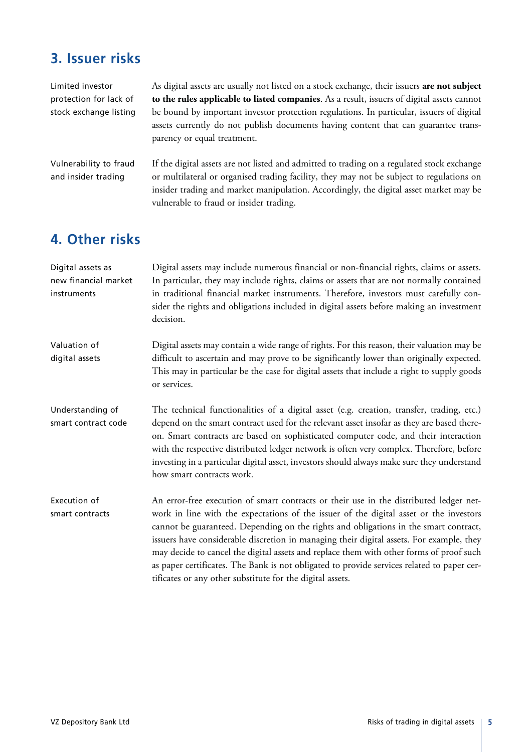## 3. Issuer risks

**Limited investor protection for lack of stock exchange listing**

As digital assets are usually not listed on a stock exchange, their issuers **are not subject to the rules applicable to listed companies**. As a result, issuers of digital assets cannot be bound by important investor protection regulations. In particular, issuers of digital assets currently do not publish documents having content that can guarantee transparency or equal treatment.

**Vulnerability to fraud and insider trading**

If the digital assets are not listed and admitted to trading on a regulated stock exchange or multilateral or organised trading facility, they may not be subject to regulations on insider trading and market manipulation. Accordingly, the digital asset market may be vulnerable to fraud or insider trading.

## 4. Other risks

**Digital assets as new financial market instruments**

Digital assets may include numerous financial or non-financial rights, claims or assets. In particular, they may include rights, claims or assets that are not normally contained in traditional financial market instruments. Therefore, investors must carefully consider the rights and obligations included in digital assets before making an investment decision.

**Valuation of digital assets**

Digital assets may contain a wide range of rights. For this reason, their valuation may be difficult to ascertain and may prove to be significantly lower than originally expected. This may in particular be the case for digital assets that include a right to supply goods or services.

**Understanding of smart contract code**

The technical functionalities of a digital asset (e.g. creation, transfer, trading, etc.) depend on the smart contract used for the relevant asset insofar as they are based thereon. Smart contracts are based on sophisticated computer code, and their interaction with the respective distributed ledger network is often very complex. Therefore, before investing in a particular digital asset, investors should always make sure they understand how smart contracts work.

**Execution of smart contracts**

An error-free execution of smart contracts or their use in the distributed ledger network in line with the expectations of the issuer of the digital asset or the investors cannot be guaranteed. Depending on the rights and obligations in the smart contract, issuers have considerable discretion in managing their digital assets. For example, they may decide to cancel the digital assets and replace them with other forms of proof such as paper certificates. The Bank is not obligated to provide services related to paper certificates or any other substitute for the digital assets.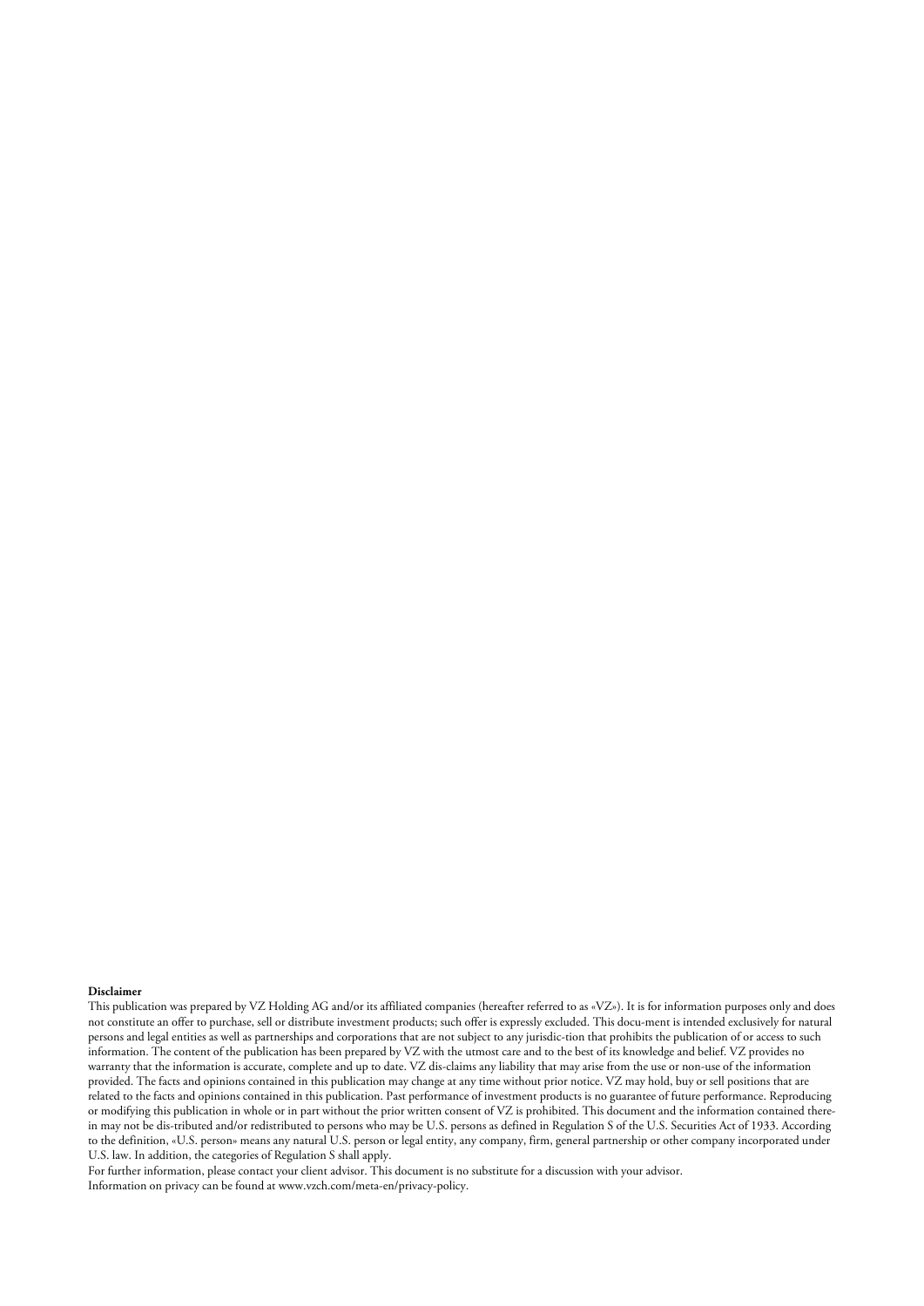**Disclaimer**

This publication was prepared by VZ Holding AG and/or its affiliated companies (hereafter referred to as «VZ»). It is for information purposes only and does not constitute an offer to purchase, sell or distribute investment products; such offer is expressly excluded. This docu-ment is intended exclusively for natural persons and legal entities as well as partnerships and corporations that are not subject to any jurisdic-tion that prohibits the publication of or access to such information. The content of the publication has been prepared by VZ with the utmost care and to the best of its knowledge and belief. VZ provides no warranty that the information is accurate, complete and up to date. VZ dis-claims any liability that may arise from the use or non-use of the information provided. The facts and opinions contained in this publication may change at any time without prior notice. VZ may hold, buy or sell positions that are related to the facts and opinions contained in this publication. Past performance of investment products is no guarantee of future performance. Reproducing or modifying this publication in whole or in part without the prior written consent of VZ is prohibited. This document and the information contained there-in may not be dis-tributed and/or redistributed to persons who may be U.S. persons as defined in Regulation S of the U.S. Securities Act of 1933. According to the definition, «U.S. person» means any natural U.S. person or legal entity, any company, firm, general partnership or other company incorporated under U.S. law. In addition, the categories of Regulation S shall apply.

For further information, please contact your client advisor. This document is no substitute for a discussion with your advisor.

Information on privacy can be found at www.vzch.com/meta-en/privacy-policy.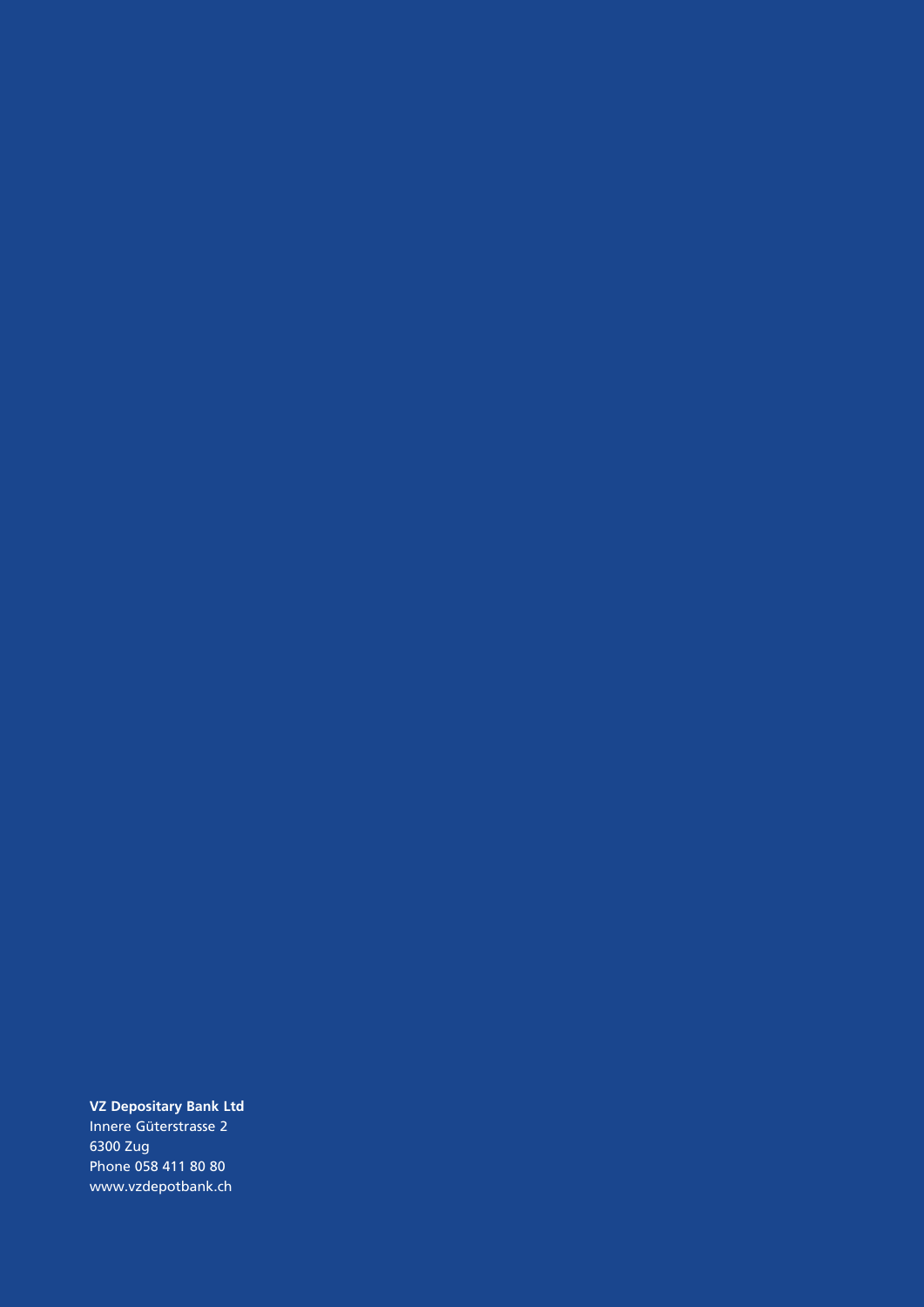**VZ Depositary Bank Ltd**
Innere Güterstrasse 2
6300 Zug
Phone 058 411 80 80
www.vzdepotbank.ch